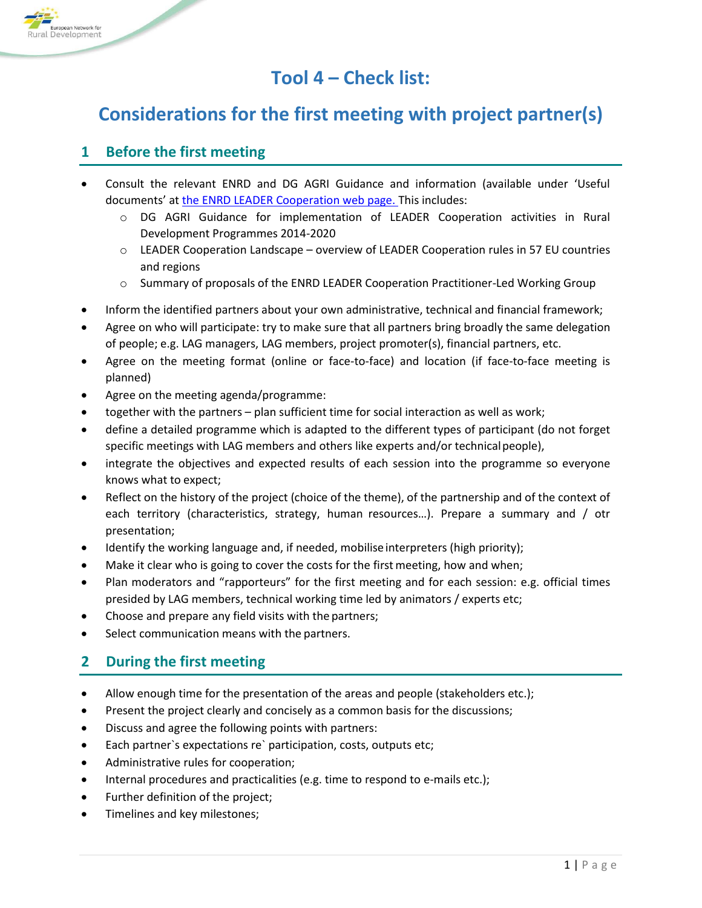# Tool 4 – Check list:

# Considerations for the first meeting with project partner(s)

## 1 Before the first meeting

- Consult the relevant ENRD and DG AGRI Guidance and information (available under 'Useful documents' at the ENRD LEADER Cooperation web page. This includes:
  - DG AGRI Guidance for implementation of LEADER Cooperation activities in Rural Development Programmes 2014-2020
  - LEADER Cooperation Landscape – overview of LEADER Cooperation rules in 57 EU countries and regions
  - Summary of proposals of the ENRD LEADER Cooperation Practitioner-Led Working Group
- Inform the identified partners about your own administrative, technical and financial framework;
- Agree on who will participate: try to make sure that all partners bring broadly the same delegation of people; e.g. LAG managers, LAG members, project promoter(s), financial partners, etc.
- Agree on the meeting format (online or face-to-face) and location (if face-to-face meeting is planned)
- Agree on the meeting agenda/programme:
- together with the partners – plan sufficient time for social interaction as well as work;
- define a detailed programme which is adapted to the different types of participant (do not forget specific meetings with LAG members and others like experts and/or technical people),
- integrate the objectives and expected results of each session into the programme so everyone knows what to expect;
- Reflect on the history of the project (choice of the theme), of the partnership and of the context of each territory (characteristics, strategy, human resources…). Prepare a summary and / otr presentation;
- Identify the working language and, if needed, mobilise interpreters (high priority);
- Make it clear who is going to cover the costs for the first meeting, how and when;
- Plan moderators and "rapporteurs" for the first meeting and for each session: e.g. official times presided by LAG members, technical working time led by animators / experts etc;
- Choose and prepare any field visits with the partners;
- Select communication means with the partners.

## 2 During the first meeting

- Allow enough time for the presentation of the areas and people (stakeholders etc.);
- Present the project clearly and concisely as a common basis for the discussions;
- Discuss and agree the following points with partners:
- Each partner`s expectations re` participation, costs, outputs etc;
- Administrative rules for cooperation;
- Internal procedures and practicalities (e.g. time to respond to e-mails etc.);
- Further definition of the project;
- Timelines and key milestones;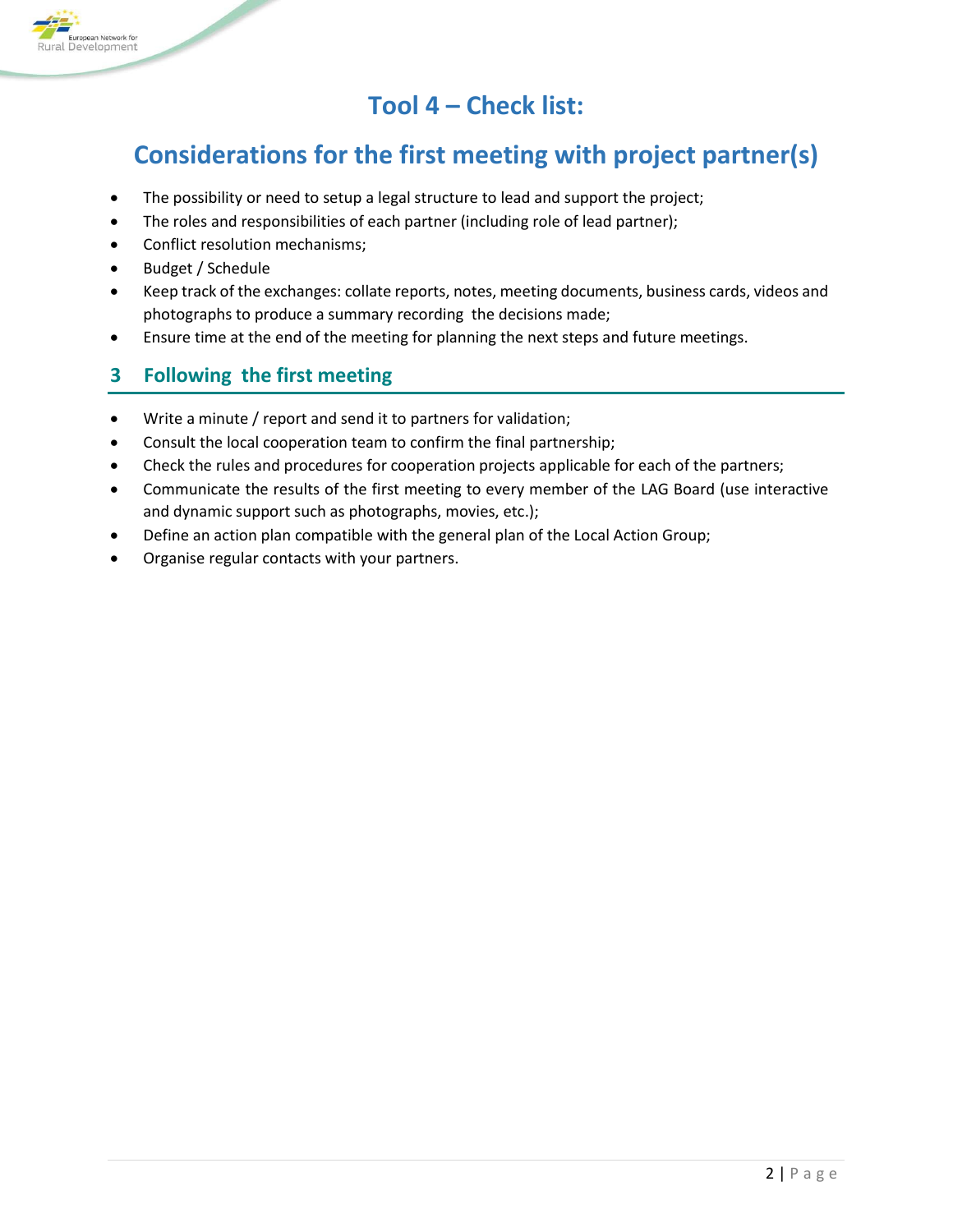# Tool 4 – Check list:

## Considerations for the first meeting with project partner(s)

- The possibility or need to setup a legal structure to lead and support the project;
- The roles and responsibilities of each partner (including role of lead partner);
- Conflict resolution mechanisms;
- Budget / Schedule
- Keep track of the exchanges: collate reports, notes, meeting documents, business cards, videos and photographs to produce a summary recording the decisions made;
- Ensure time at the end of the meeting for planning the next steps and future meetings.

## 3 Following the first meeting

- Write a minute / report and send it to partners for validation;
- Consult the local cooperation team to confirm the final partnership;
- Check the rules and procedures for cooperation projects applicable for each of the partners;
- Communicate the results of the first meeting to every member of the LAG Board (use interactive and dynamic support such as photographs, movies, etc.);
- Define an action plan compatible with the general plan of the Local Action Group;
- Organise regular contacts with your partners.